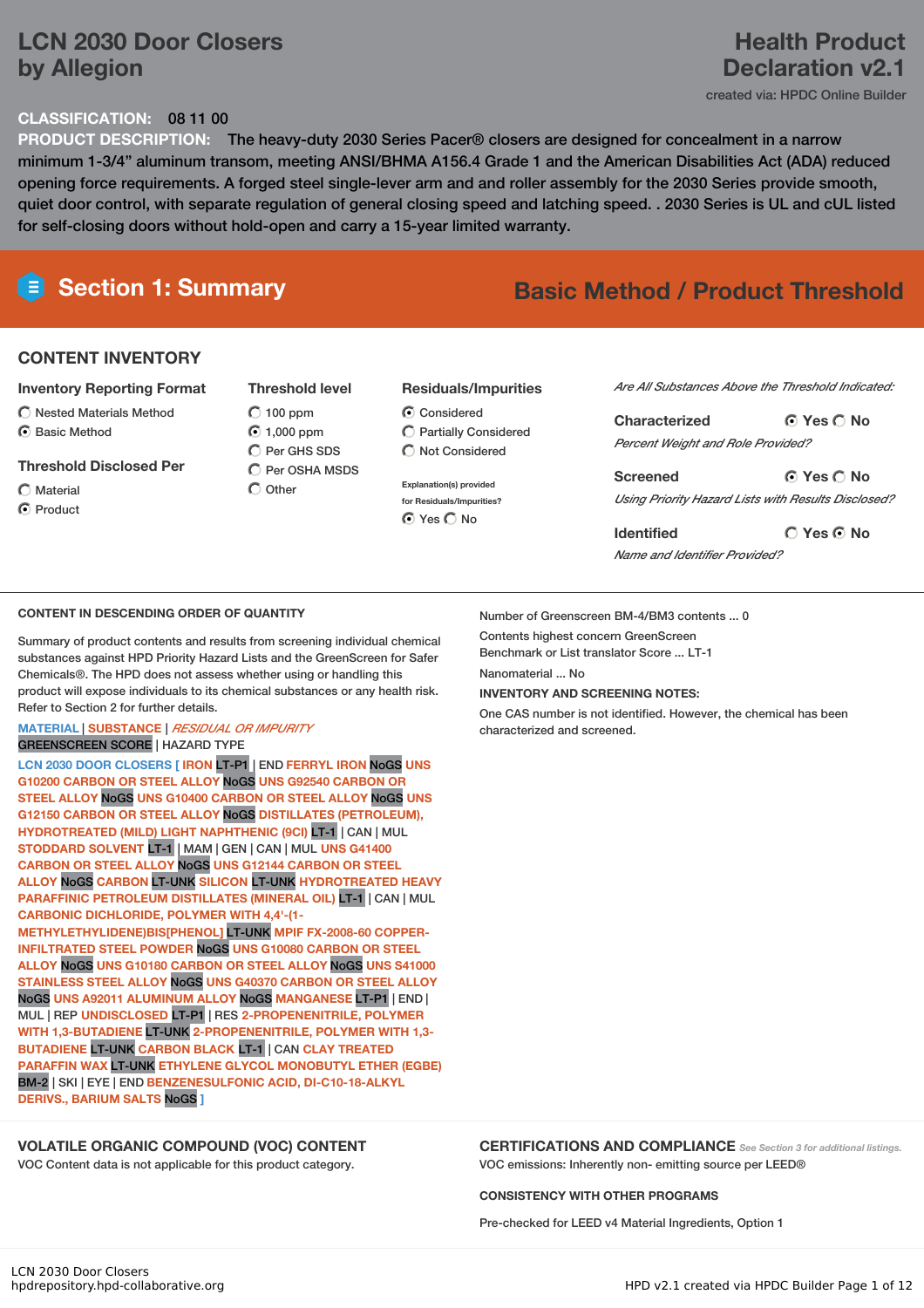# LCN 2030 Door Closers by Allegion

# Health Product Declaration v2.1

created via: HPDC Online Builder

**CLASSIFICATION:** 08 11 00

**PRODUCT DESCRIPTION:** The heavy-duty 2030 Series Pacer® closers are designed for concealment in a narrow minimum 1-3/4" aluminum transom, meeting ANSI/BHMA A156.4 Grade 1 and the American Disabilities Act (ADA) reduced opening force requirements. A forged steel single-lever arm and and roller assembly for the 2030 Series provide smooth, quiet door control, with separate regulation of general closing speed and latching speed. . 2030 Series is UL and cUL listed for self-closing doors without hold-open and carry a 15-year limited warranty.

## Section 1: Summary

**Basic Method / Product Threshold**

### CONTENT INVENTORY

**Inventory Reporting Format**
- ○ Nested Materials Method
- ◉ Basic Method

**Threshold Disclosed Per**
- ○ Material
- ◉ Product

**Threshold level**
- ○ 100 ppm
- ◉ 1,000 ppm
- ○ Per GHS SDS
- ○ Per OSHA MSDS
- ○ Other

**Residuals/Impurities**
- ◉ Considered
- ○ Partially Considered
- ○ Not Considered

Explanation(s) provided for Residuals/Impurities?
◉ Yes ○ No

*Are All Substances Above the Threshold Indicated:*

**Characterized** ◉ Yes ○ No
*Percent Weight and Role Provided?*

**Screened** ◉ Yes ○ No
*Using Priority Hazard Lists with Results Disclosed?*

**Identified** ○ Yes ◉ No
*Name and Identifier Provided?*

### CONTENT IN DESCENDING ORDER OF QUANTITY

Summary of product contents and results from screening individual chemical substances against HPD Priority Hazard Lists and the GreenScreen for Safer Chemicals®. The HPD does not assess whether using or handling this product will expose individuals to its chemical substances or any health risk. Refer to Section 2 for further details.

MATERIAL | SUBSTANCE | *RESIDUAL OR IMPURITY*
GREENSCREEN SCORE | HAZARD TYPE

LCN 2030 DOOR CLOSERS [ IRON LT-P1 | END FERRYL IRON NoGS UNS G10200 CARBON OR STEEL ALLOY NoGS UNS G92540 CARBON OR STEEL ALLOY NoGS UNS G10400 CARBON OR STEEL ALLOY NoGS UNS G12150 CARBON OR STEEL ALLOY NoGS DISTILLATES (PETROLEUM), HYDROTREATED (MILD) LIGHT NAPHTHENIC (9CI) LT-1 | CAN | MUL STODDARD SOLVENT LT-1 | MAM | GEN | CAN | MUL UNS G41400 CARBON OR STEEL ALLOY NoGS UNS G12144 CARBON OR STEEL ALLOY NoGS CARBON LT-UNK SILICON LT-UNK HYDROTREATED HEAVY PARAFFINIC PETROLEUM DISTILLATES (MINERAL OIL) LT-1 | CAN | MUL CARBONIC DICHLORIDE, POLYMER WITH 4,4'-(1-METHYLETHYLIDENE)BIS[PHENOL] LT-UNK MPIF FX-2008-60 COPPER-INFILTRATED STEEL POWDER NoGS UNS G10080 CARBON OR STEEL ALLOY NoGS UNS G10180 CARBON OR STEEL ALLOY NoGS UNS S41000 STAINLESS STEEL ALLOY NoGS UNS G40370 CARBON OR STEEL ALLOY NoGS UNS A92011 ALUMINUM ALLOY NoGS MANGANESE LT-P1 | END | MUL | REP UNDISCLOSED LT-P1 | RES 2-PROPENENITRILE, POLYMER WITH 1,3-BUTADIENE LT-UNK 2-PROPENENITRILE, POLYMER WITH 1,3-BUTADIENE LT-UNK CARBON BLACK LT-1 | CAN CLAY TREATED PARAFFIN WAX LT-UNK ETHYLENE GLYCOL MONOBUTYL ETHER (EGBE) BM-2 | SKI | EYE | END BENZENESULFONIC ACID, DI-C10-18-ALKYL DERIVS., BARIUM SALTS NoGS ]

Number of Greenscreen BM-4/BM3 contents ... 0

Contents highest concern GreenScreen Benchmark or List translator Score ... LT-1

Nanomaterial ... No

**INVENTORY AND SCREENING NOTES:**

One CAS number is not identified. However, the chemical has been characterized and screened.

### VOLATILE ORGANIC COMPOUND (VOC) CONTENT

VOC Content data is not applicable for this product category.

### CERTIFICATIONS AND COMPLIANCE

*See Section 3 for additional listings.*

VOC emissions: Inherently non- emitting source per LEED®

**CONSISTENCY WITH OTHER PROGRAMS**

Pre-checked for LEED v4 Material Ingredients, Option 1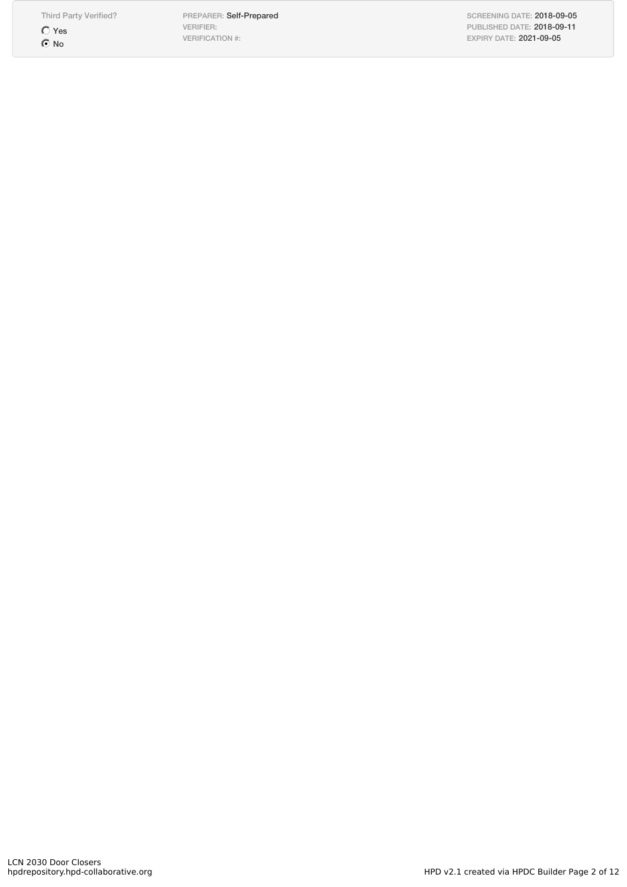| Third Party Verified? | PREPARER: Self-Prepared | SCREENING DATE: 2018-09-05 |
| --- | --- | --- |
| ◯ Yes | VERIFIER: | PUBLISHED DATE: 2018-09-11 |
| ◉ No | VERIFICATION #: | EXPIRY DATE: 2021-09-05 |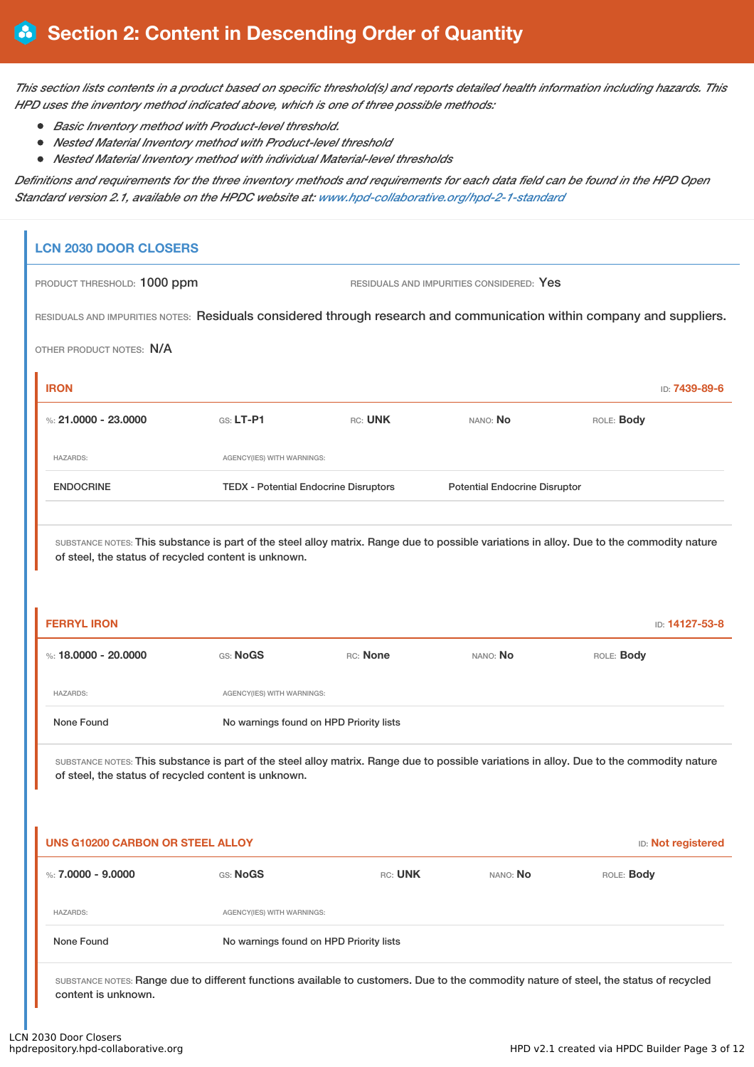# Section 2: Content in Descending Order of Quantity

*This section lists contents in a product based on specific threshold(s) and reports detailed health information including hazards. This HPD uses the inventory method indicated above, which is one of three possible methods:*

- *Basic Inventory method with Product-level threshold.*
- *Nested Material Inventory method with Product-level threshold*
- *Nested Material Inventory method with individual Material-level thresholds*

*Definitions and requirements for the three inventory methods and requirements for each data field can be found in the HPD Open Standard version 2.1, available on the HPDC website at: www.hpd-collaborative.org/hpd-2-1-standard*

## LCN 2030 DOOR CLOSERS

PRODUCT THRESHOLD: 1000 ppm

RESIDUALS AND IMPURITIES CONSIDERED: Yes

RESIDUALS AND IMPURITIES NOTES: Residuals considered through research and communication within company and suppliers.

OTHER PRODUCT NOTES: N/A

### IRON

ID: 7439-89-6

%: **21.0000 - 23.0000** | GS: **LT-P1** | RC: **UNK** | NANO: **No** | ROLE: **Body**

| HAZARDS: | AGENCY(IES) WITH WARNINGS: | |
|---|---|---|
| ENDOCRINE | TEDX - Potential Endocrine Disruptors | Potential Endocrine Disruptor |

SUBSTANCE NOTES: This substance is part of the steel alloy matrix. Range due to possible variations in alloy. Due to the commodity nature of steel, the status of recycled content is unknown.

### FERRYL IRON

ID: 14127-53-8

%: **18.0000 - 20.0000** | GS: **NoGS** | RC: **None** | NANO: **No** | ROLE: **Body**

| HAZARDS: | AGENCY(IES) WITH WARNINGS: |
|---|---|
| None Found | No warnings found on HPD Priority lists |

SUBSTANCE NOTES: This substance is part of the steel alloy matrix. Range due to possible variations in alloy. Due to the commodity nature of steel, the status of recycled content is unknown.

### UNS G10200 CARBON OR STEEL ALLOY

ID: Not registered

%: **7.0000 - 9.0000** | GS: **NoGS** | RC: **UNK** | NANO: **No** | ROLE: **Body**

| HAZARDS: | AGENCY(IES) WITH WARNINGS: |
|---|---|
| None Found | No warnings found on HPD Priority lists |

SUBSTANCE NOTES: Range due to different functions available to customers. Due to the commodity nature of steel, the status of recycled content is unknown.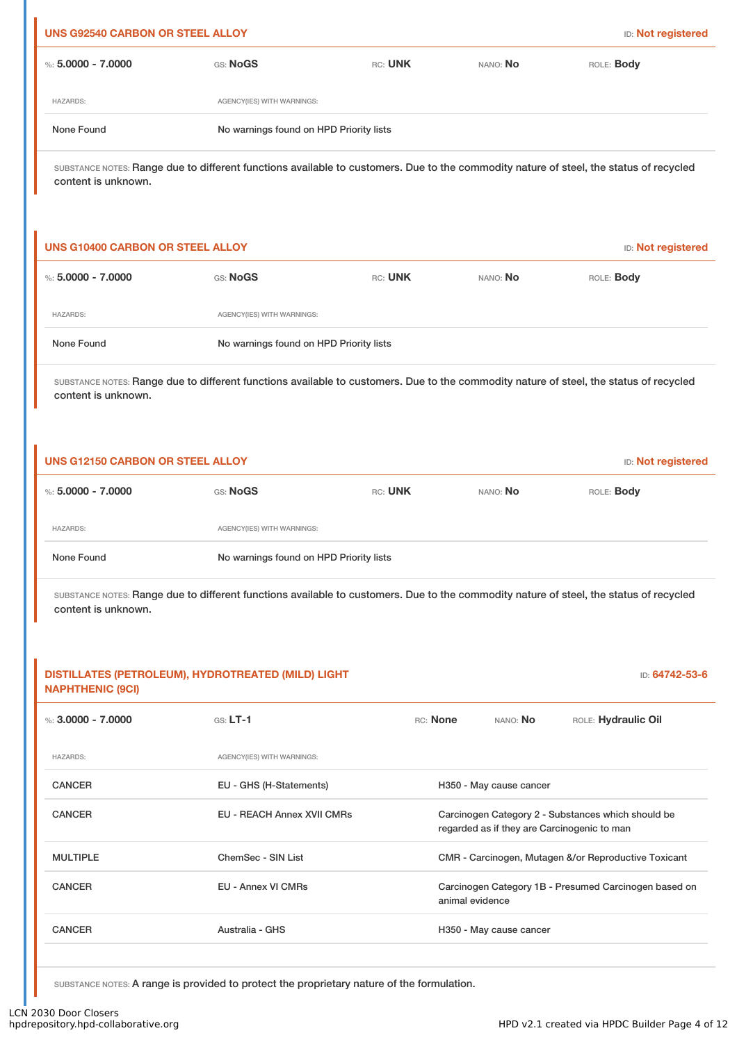### UNS G92540 CARBON OR STEEL ALLOY

ID: **Not registered**

| %: **5.0000 - 7.0000** | GS: **NoGS** | RC: **UNK** | NANO: **No** | ROLE: **Body** |
|---|---|---|---|---|

| HAZARDS: | AGENCY(IES) WITH WARNINGS: |
|---|---|
| None Found | No warnings found on HPD Priority lists |

SUBSTANCE NOTES: Range due to different functions available to customers. Due to the commodity nature of steel, the status of recycled content is unknown.

### UNS G10400 CARBON OR STEEL ALLOY

ID: **Not registered**

| %: **5.0000 - 7.0000** | GS: **NoGS** | RC: **UNK** | NANO: **No** | ROLE: **Body** |
|---|---|---|---|---|

| HAZARDS: | AGENCY(IES) WITH WARNINGS: |
|---|---|
| None Found | No warnings found on HPD Priority lists |

SUBSTANCE NOTES: Range due to different functions available to customers. Due to the commodity nature of steel, the status of recycled content is unknown.

### UNS G12150 CARBON OR STEEL ALLOY

ID: **Not registered**

| %: **5.0000 - 7.0000** | GS: **NoGS** | RC: **UNK** | NANO: **No** | ROLE: **Body** |
|---|---|---|---|---|

| HAZARDS: | AGENCY(IES) WITH WARNINGS: |
|---|---|
| None Found | No warnings found on HPD Priority lists |

SUBSTANCE NOTES: Range due to different functions available to customers. Due to the commodity nature of steel, the status of recycled content is unknown.

### DISTILLATES (PETROLEUM), HYDROTREATED (MILD) LIGHT NAPHTHENIC (9CI)

ID: **64742-53-6**

| %: **3.0000 - 7.0000** | GS: **LT-1** | RC: **None** | NANO: **No** | ROLE: **Hydraulic Oil** |
|---|---|---|---|---|

| HAZARDS: | AGENCY(IES) WITH WARNINGS: | |
|---|---|---|
| CANCER | EU - GHS (H-Statements) | H350 - May cause cancer |
| CANCER | EU - REACH Annex XVII CMRs | Carcinogen Category 2 - Substances which should be regarded as if they are Carcinogenic to man |
| MULTIPLE | ChemSec - SIN List | CMR - Carcinogen, Mutagen &/or Reproductive Toxicant |
| CANCER | EU - Annex VI CMRs | Carcinogen Category 1B - Presumed Carcinogen based on animal evidence |
| CANCER | Australia - GHS | H350 - May cause cancer |

SUBSTANCE NOTES: A range is provided to protect the proprietary nature of the formulation.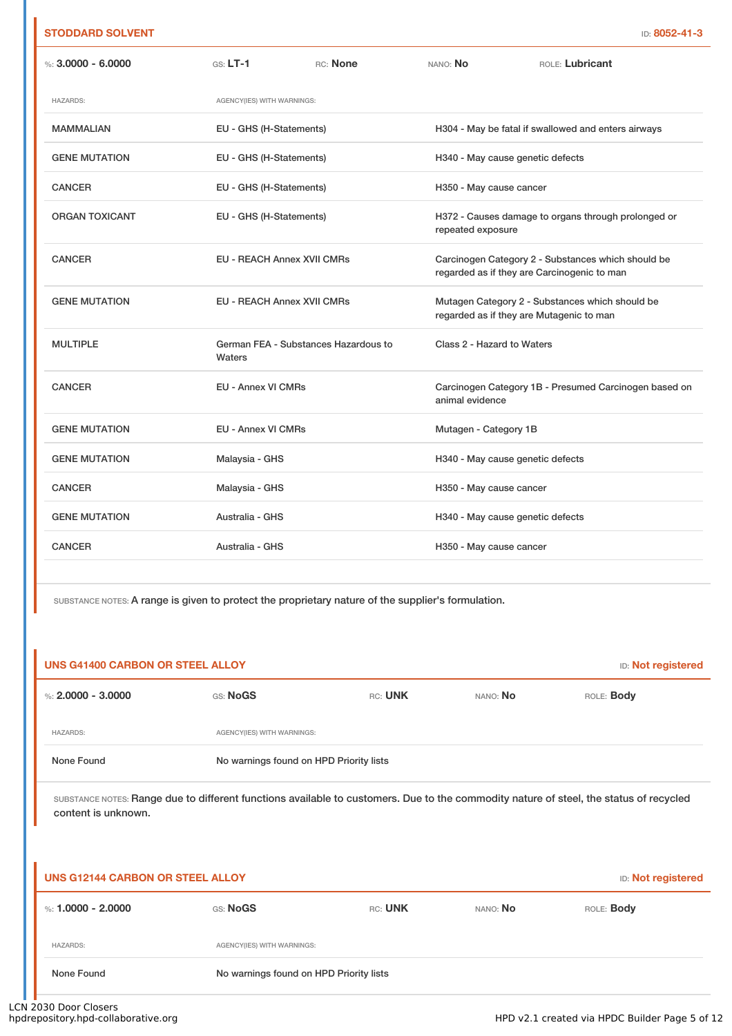### STODDARD SOLVENT

ID: 8052-41-3

%: 3.0000 - 6.0000 | GS: LT-1 | RC: None | NANO: No | ROLE: Lubricant

| HAZARDS: | AGENCY(IES) WITH WARNINGS: | |
|---|---|---|
| MAMMALIAN | EU - GHS (H-Statements) | H304 - May be fatal if swallowed and enters airways |
| GENE MUTATION | EU - GHS (H-Statements) | H340 - May cause genetic defects |
| CANCER | EU - GHS (H-Statements) | H350 - May cause cancer |
| ORGAN TOXICANT | EU - GHS (H-Statements) | H372 - Causes damage to organs through prolonged or repeated exposure |
| CANCER | EU - REACH Annex XVII CMRs | Carcinogen Category 2 - Substances which should be regarded as if they are Carcinogenic to man |
| GENE MUTATION | EU - REACH Annex XVII CMRs | Mutagen Category 2 - Substances which should be regarded as if they are Mutagenic to man |
| MULTIPLE | German FEA - Substances Hazardous to Waters | Class 2 - Hazard to Waters |
| CANCER | EU - Annex VI CMRs | Carcinogen Category 1B - Presumed Carcinogen based on animal evidence |
| GENE MUTATION | EU - Annex VI CMRs | Mutagen - Category 1B |
| GENE MUTATION | Malaysia - GHS | H340 - May cause genetic defects |
| CANCER | Malaysia - GHS | H350 - May cause cancer |
| GENE MUTATION | Australia - GHS | H340 - May cause genetic defects |
| CANCER | Australia - GHS | H350 - May cause cancer |

SUBSTANCE NOTES: A range is given to protect the proprietary nature of the supplier's formulation.

### UNS G41400 CARBON OR STEEL ALLOY

ID: Not registered

%: 2.0000 - 3.0000 | GS: NoGS | RC: UNK | NANO: No | ROLE: Body

| HAZARDS: | AGENCY(IES) WITH WARNINGS: |
|---|---|
| None Found | No warnings found on HPD Priority lists |

SUBSTANCE NOTES: Range due to different functions available to customers. Due to the commodity nature of steel, the status of recycled content is unknown.

### UNS G12144 CARBON OR STEEL ALLOY

ID: Not registered

%: 1.0000 - 2.0000 | GS: NoGS | RC: UNK | NANO: No | ROLE: Body

| HAZARDS: | AGENCY(IES) WITH WARNINGS: |
|---|---|
| None Found | No warnings found on HPD Priority lists |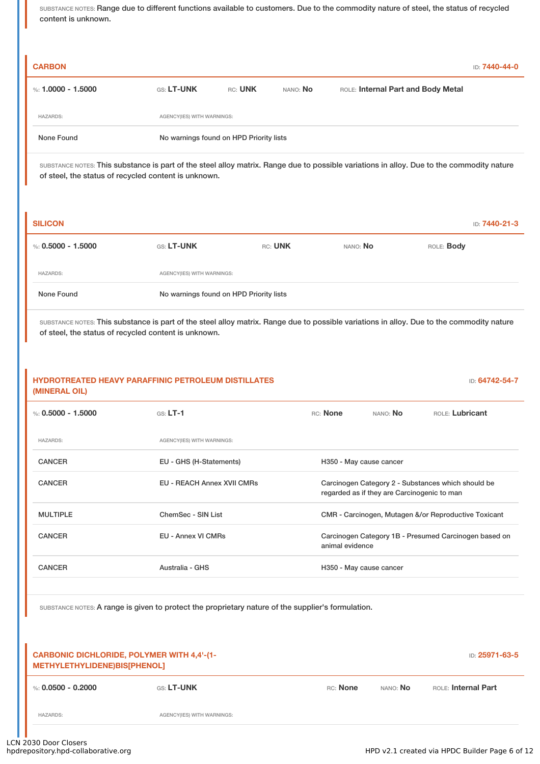SUBSTANCE NOTES: Range due to different functions available to customers. Due to the commodity nature of steel, the status of recycled content is unknown.

## CARBON

ID: **7440-44-0**

%: **1.0000 - 1.5000** | GS: **LT-UNK** | RC: **UNK** | NANO: **No** | ROLE: **Internal Part and Body Metal**

| HAZARDS: | AGENCY(IES) WITH WARNINGS: |
| --- | --- |
| None Found | No warnings found on HPD Priority lists |

SUBSTANCE NOTES: This substance is part of the steel alloy matrix. Range due to possible variations in alloy. Due to the commodity nature of steel, the status of recycled content is unknown.

## SILICON

ID: **7440-21-3**

%: **0.5000 - 1.5000** | GS: **LT-UNK** | RC: **UNK** | NANO: **No** | ROLE: **Body**

| HAZARDS: | AGENCY(IES) WITH WARNINGS: |
| --- | --- |
| None Found | No warnings found on HPD Priority lists |

SUBSTANCE NOTES: This substance is part of the steel alloy matrix. Range due to possible variations in alloy. Due to the commodity nature of steel, the status of recycled content is unknown.

## HYDROTREATED HEAVY PARAFFINIC PETROLEUM DISTILLATES (MINERAL OIL)

ID: **64742-54-7**

%: **0.5000 - 1.5000** | GS: **LT-1** | RC: **None** | NANO: **No** | ROLE: **Lubricant**

| HAZARDS: | AGENCY(IES) WITH WARNINGS: | |
| --- | --- | --- |
| CANCER | EU - GHS (H-Statements) | H350 - May cause cancer |
| CANCER | EU - REACH Annex XVII CMRs | Carcinogen Category 2 - Substances which should be regarded as if they are Carcinogenic to man |
| MULTIPLE | ChemSec - SIN List | CMR - Carcinogen, Mutagen &/or Reproductive Toxicant |
| CANCER | EU - Annex VI CMRs | Carcinogen Category 1B - Presumed Carcinogen based on animal evidence |
| CANCER | Australia - GHS | H350 - May cause cancer |

SUBSTANCE NOTES: A range is given to protect the proprietary nature of the supplier's formulation.

## CARBONIC DICHLORIDE, POLYMER WITH 4,4'-(1-METHYLETHYLIDENE)BIS[PHENOL]

ID: **25971-63-5**

%: **0.0500 - 0.2000** | GS: **LT-UNK** | RC: **None** | NANO: **No** | ROLE: **Internal Part**

| HAZARDS: | AGENCY(IES) WITH WARNINGS: |
| --- | --- |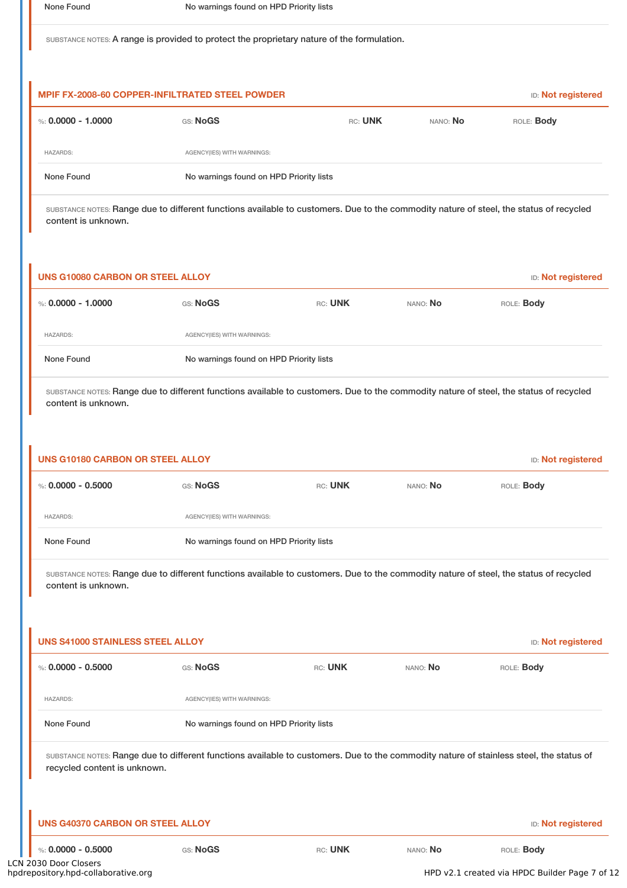| HAZARDS: | AGENCY(IES) WITH WARNINGS: |
|---|---|
| None Found | No warnings found on HPD Priority lists |

SUBSTANCE NOTES: A range is provided to protect the proprietary nature of the formulation.

### MPIF FX-2008-60 COPPER-INFILTRATED STEEL POWDER

ID: **Not registered**

%: **0.0000 - 1.0000** GS: **NoGS** RC: **UNK** NANO: **No** ROLE: **Body**

| HAZARDS: | AGENCY(IES) WITH WARNINGS: |
|---|---|
| None Found | No warnings found on HPD Priority lists |

SUBSTANCE NOTES: Range due to different functions available to customers. Due to the commodity nature of steel, the status of recycled content is unknown.

### UNS G10080 CARBON OR STEEL ALLOY

ID: **Not registered**

%: **0.0000 - 1.0000** GS: **NoGS** RC: **UNK** NANO: **No** ROLE: **Body**

| HAZARDS: | AGENCY(IES) WITH WARNINGS: |
|---|---|
| None Found | No warnings found on HPD Priority lists |

SUBSTANCE NOTES: Range due to different functions available to customers. Due to the commodity nature of steel, the status of recycled content is unknown.

### UNS G10180 CARBON OR STEEL ALLOY

ID: **Not registered**

%: **0.0000 - 0.5000** GS: **NoGS** RC: **UNK** NANO: **No** ROLE: **Body**

| HAZARDS: | AGENCY(IES) WITH WARNINGS: |
|---|---|
| None Found | No warnings found on HPD Priority lists |

SUBSTANCE NOTES: Range due to different functions available to customers. Due to the commodity nature of steel, the status of recycled content is unknown.

### UNS S41000 STAINLESS STEEL ALLOY

ID: **Not registered**

%: **0.0000 - 0.5000** GS: **NoGS** RC: **UNK** NANO: **No** ROLE: **Body**

| HAZARDS: | AGENCY(IES) WITH WARNINGS: |
|---|---|
| None Found | No warnings found on HPD Priority lists |

SUBSTANCE NOTES: Range due to different functions available to customers. Due to the commodity nature of stainless steel, the status of recycled content is unknown.

### UNS G40370 CARBON OR STEEL ALLOY

ID: **Not registered**

%: **0.0000 - 0.5000** GS: **NoGS** RC: **UNK** NANO: **No** ROLE: **Body**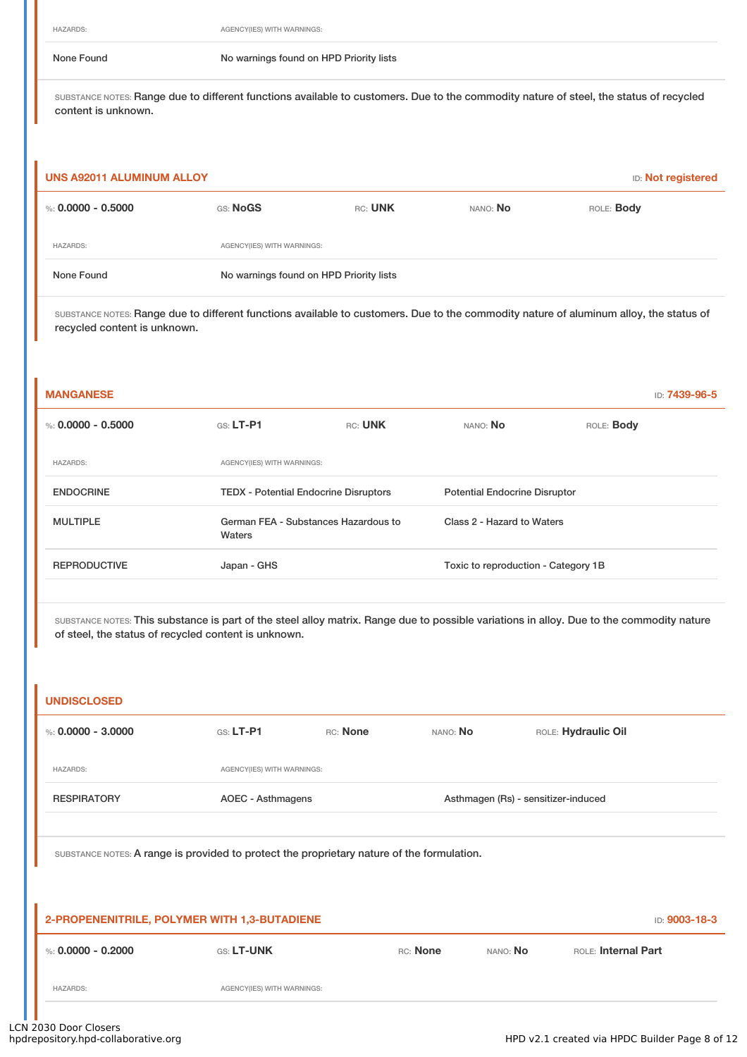| HAZARDS: | AGENCY(IES) WITH WARNINGS: |
|---|---|
| None Found | No warnings found on HPD Priority lists |

SUBSTANCE NOTES: Range due to different functions available to customers. Due to the commodity nature of steel, the status of recycled content is unknown.

## UNS A92011 ALUMINUM ALLOY

ID: **Not registered**

%: **0.0000 - 0.5000** GS: **NoGS** RC: **UNK** NANO: **No** ROLE: **Body**

| HAZARDS: | AGENCY(IES) WITH WARNINGS: |
|---|---|
| None Found | No warnings found on HPD Priority lists |

SUBSTANCE NOTES: Range due to different functions available to customers. Due to the commodity nature of aluminum alloy, the status of recycled content is unknown.

## MANGANESE

ID: **7439-96-5**

%: **0.0000 - 0.5000** GS: **LT-P1** RC: **UNK** NANO: **No** ROLE: **Body**

| HAZARDS: | AGENCY(IES) WITH WARNINGS: | |
|---|---|---|
| ENDOCRINE | TEDX - Potential Endocrine Disruptors | Potential Endocrine Disruptor |
| MULTIPLE | German FEA - Substances Hazardous to Waters | Class 2 - Hazard to Waters |
| REPRODUCTIVE | Japan - GHS | Toxic to reproduction - Category 1B |

SUBSTANCE NOTES: This substance is part of the steel alloy matrix. Range due to possible variations in alloy. Due to the commodity nature of steel, the status of recycled content is unknown.

## UNDISCLOSED

%: **0.0000 - 3.0000** GS: **LT-P1** RC: **None** NANO: **No** ROLE: **Hydraulic Oil**

| HAZARDS: | AGENCY(IES) WITH WARNINGS: | |
|---|---|---|
| RESPIRATORY | AOEC - Asthmagens | Asthmagen (Rs) - sensitizer-induced |

SUBSTANCE NOTES: A range is provided to protect the proprietary nature of the formulation.

## 2-PROPENENITRILE, POLYMER WITH 1,3-BUTADIENE

ID: **9003-18-3**

%: **0.0000 - 0.2000** GS: **LT-UNK** RC: **None** NANO: **No** ROLE: **Internal Part**

| HAZARDS: | AGENCY(IES) WITH WARNINGS: |
|---|---|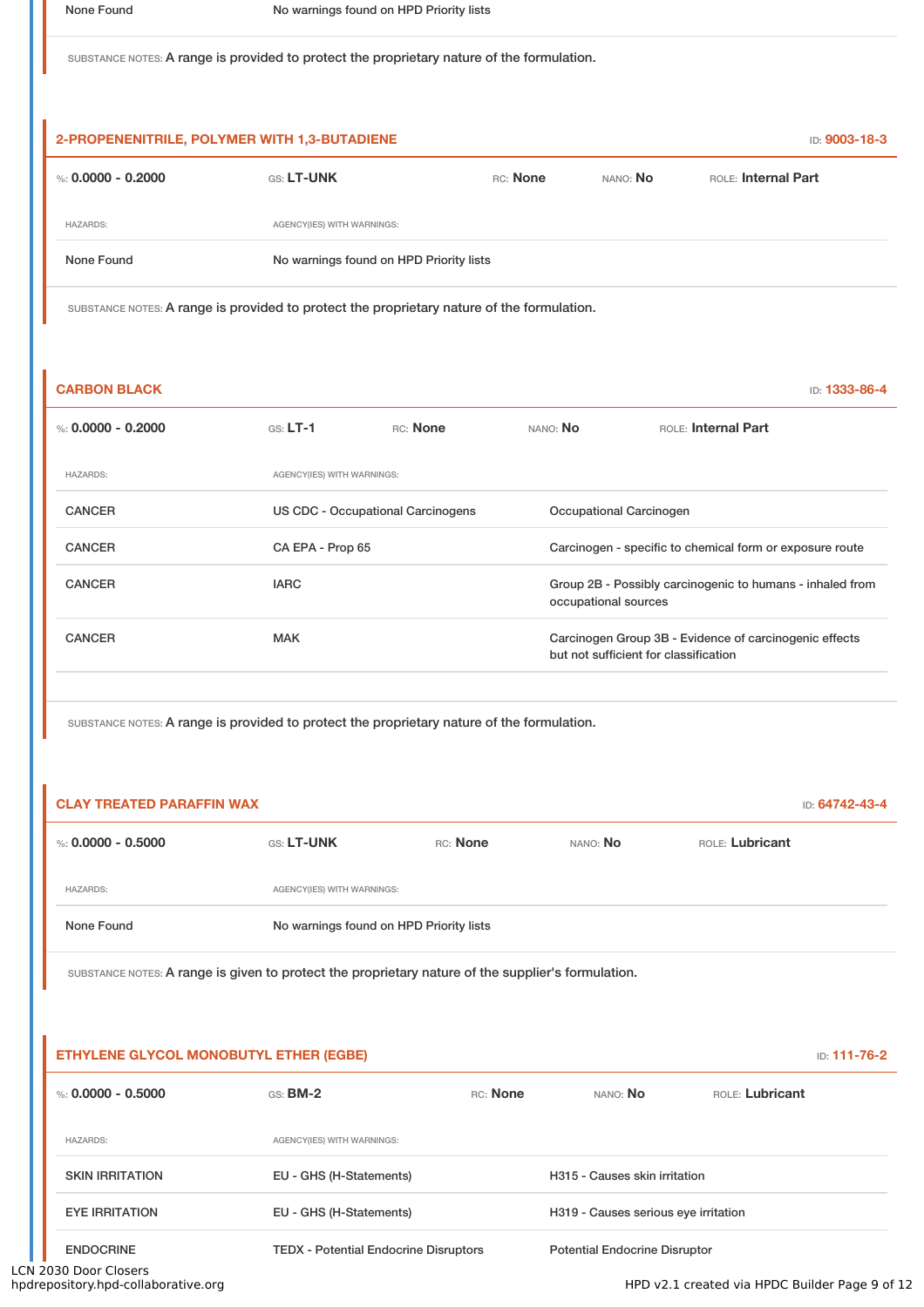| HAZARDS: | AGENCY(IES) WITH WARNINGS: |
|---|---|
| None Found | No warnings found on HPD Priority lists |

SUBSTANCE NOTES: A range is provided to protect the proprietary nature of the formulation.

### 2-PROPENENITRILE, POLYMER WITH 1,3-BUTADIENE

ID: **9003-18-3**

%: **0.0000 - 0.2000** GS: **LT-UNK** RC: **None** NANO: **No** ROLE: **Internal Part**

| HAZARDS: | AGENCY(IES) WITH WARNINGS: |
|---|---|
| None Found | No warnings found on HPD Priority lists |

SUBSTANCE NOTES: A range is provided to protect the proprietary nature of the formulation.

### CARBON BLACK

ID: **1333-86-4**

%: **0.0000 - 0.2000** GS: **LT-1** RC: **None** NANO: **No** ROLE: **Internal Part**

| HAZARDS: | AGENCY(IES) WITH WARNINGS: | |
|---|---|---|
| CANCER | US CDC - Occupational Carcinogens | Occupational Carcinogen |
| CANCER | CA EPA - Prop 65 | Carcinogen - specific to chemical form or exposure route |
| CANCER | IARC | Group 2B - Possibly carcinogenic to humans - inhaled from occupational sources |
| CANCER | MAK | Carcinogen Group 3B - Evidence of carcinogenic effects but not sufficient for classification |

SUBSTANCE NOTES: A range is provided to protect the proprietary nature of the formulation.

### CLAY TREATED PARAFFIN WAX

ID: **64742-43-4**

%: **0.0000 - 0.5000** GS: **LT-UNK** RC: **None** NANO: **No** ROLE: **Lubricant**

| HAZARDS: | AGENCY(IES) WITH WARNINGS: |
|---|---|
| None Found | No warnings found on HPD Priority lists |

SUBSTANCE NOTES: A range is given to protect the proprietary nature of the supplier's formulation.

### ETHYLENE GLYCOL MONOBUTYL ETHER (EGBE)

ID: **111-76-2**

%: **0.0000 - 0.5000** GS: **BM-2** RC: **None** NANO: **No** ROLE: **Lubricant**

| HAZARDS: | AGENCY(IES) WITH WARNINGS: | |
|---|---|---|
| SKIN IRRITATION | EU - GHS (H-Statements) | H315 - Causes skin irritation |
| EYE IRRITATION | EU - GHS (H-Statements) | H319 - Causes serious eye irritation |
| ENDOCRINE | TEDX - Potential Endocrine Disruptors | Potential Endocrine Disruptor |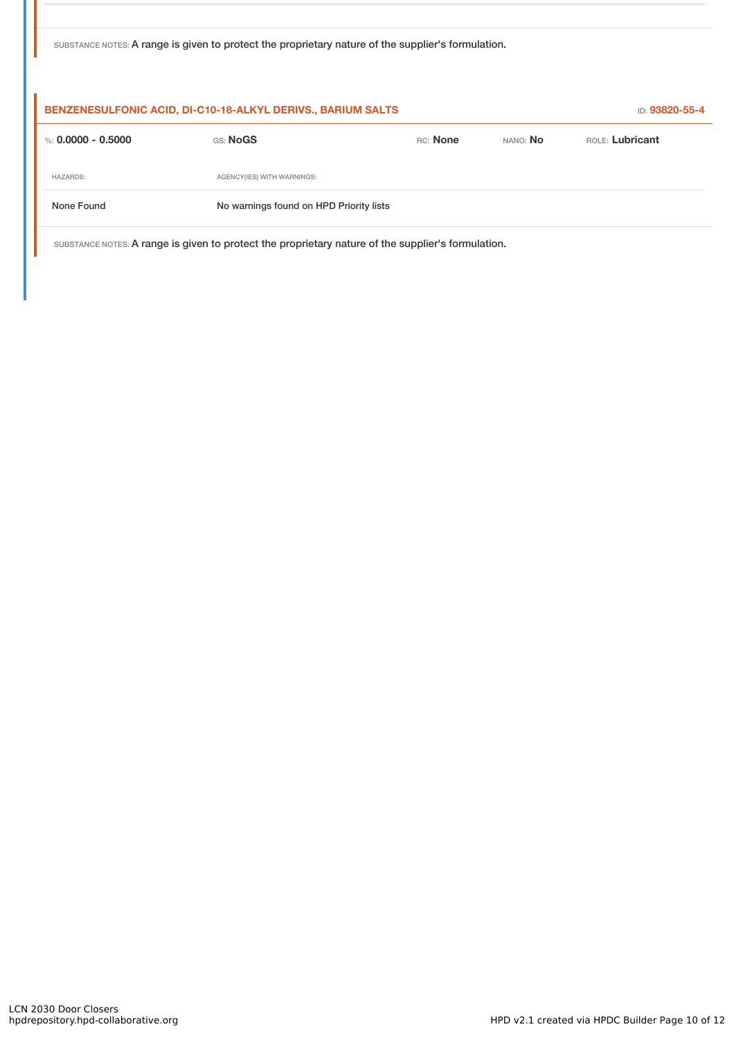SUBSTANCE NOTES: A range is given to protect the proprietary nature of the supplier's formulation.

### BENZENESULFONIC ACID, DI-C10-18-ALKYL DERIVS., BARIUM SALTS

ID: **93820-55-4**

| %: **0.0000 - 0.5000** | GS: **NoGS** | RC: **None** | NANO: **No** | ROLE: **Lubricant** |
|---|---|---|---|---|

| HAZARDS: | AGENCY(IES) WITH WARNINGS: |
|---|---|
| None Found | No warnings found on HPD Priority lists |

SUBSTANCE NOTES: A range is given to protect the proprietary nature of the supplier's formulation.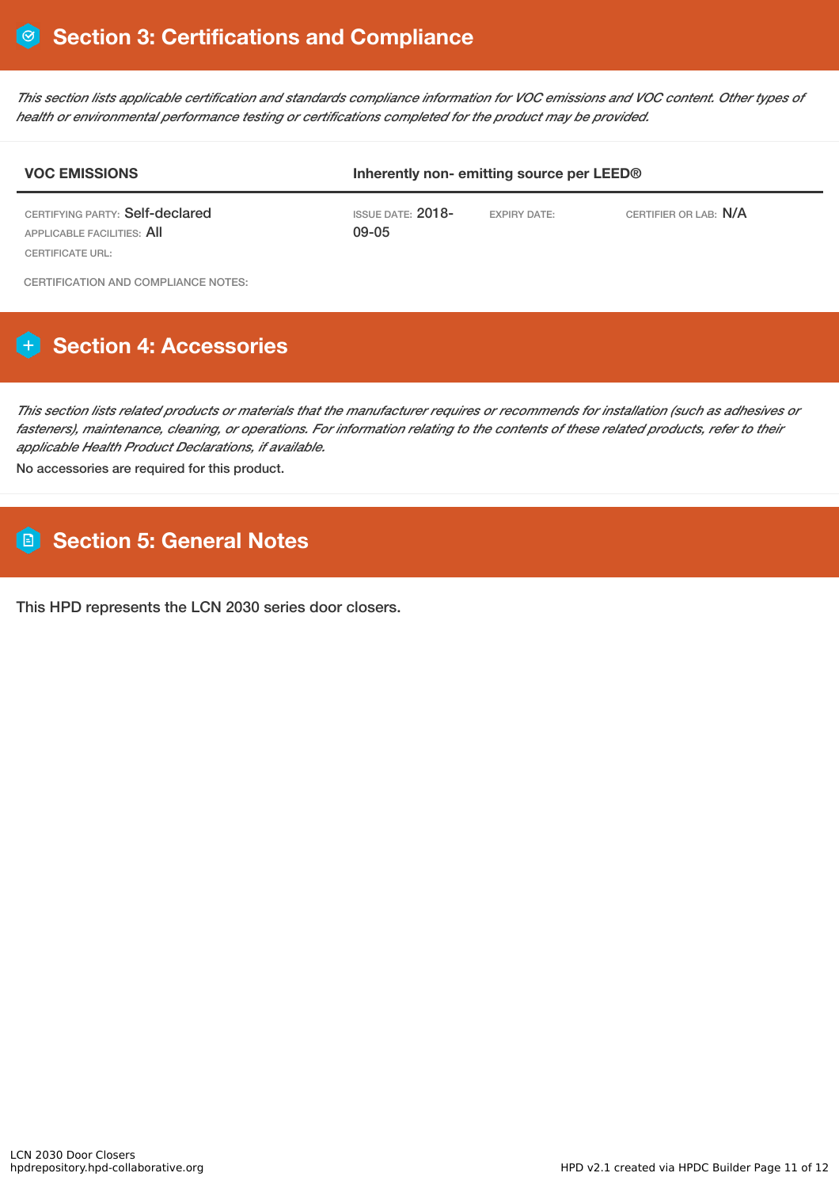## Section 3: Certifications and Compliance

*This section lists applicable certification and standards compliance information for VOC emissions and VOC content. Other types of health or environmental performance testing or certifications completed for the product may be provided.*

| VOC EMISSIONS | Inherently non- emitting source per LEED® | | |
|---|---|---|---|
| CERTIFYING PARTY: Self-declared<br>APPLICABLE FACILITIES: All<br>CERTIFICATE URL: | ISSUE DATE: 2018-09-05 | EXPIRY DATE: | CERTIFIER OR LAB: N/A |

CERTIFICATION AND COMPLIANCE NOTES:

## Section 4: Accessories

*This section lists related products or materials that the manufacturer requires or recommends for installation (such as adhesives or fasteners), maintenance, cleaning, or operations. For information relating to the contents of these related products, refer to their applicable Health Product Declarations, if available.*

No accessories are required for this product.

## Section 5: General Notes

This HPD represents the LCN 2030 series door closers.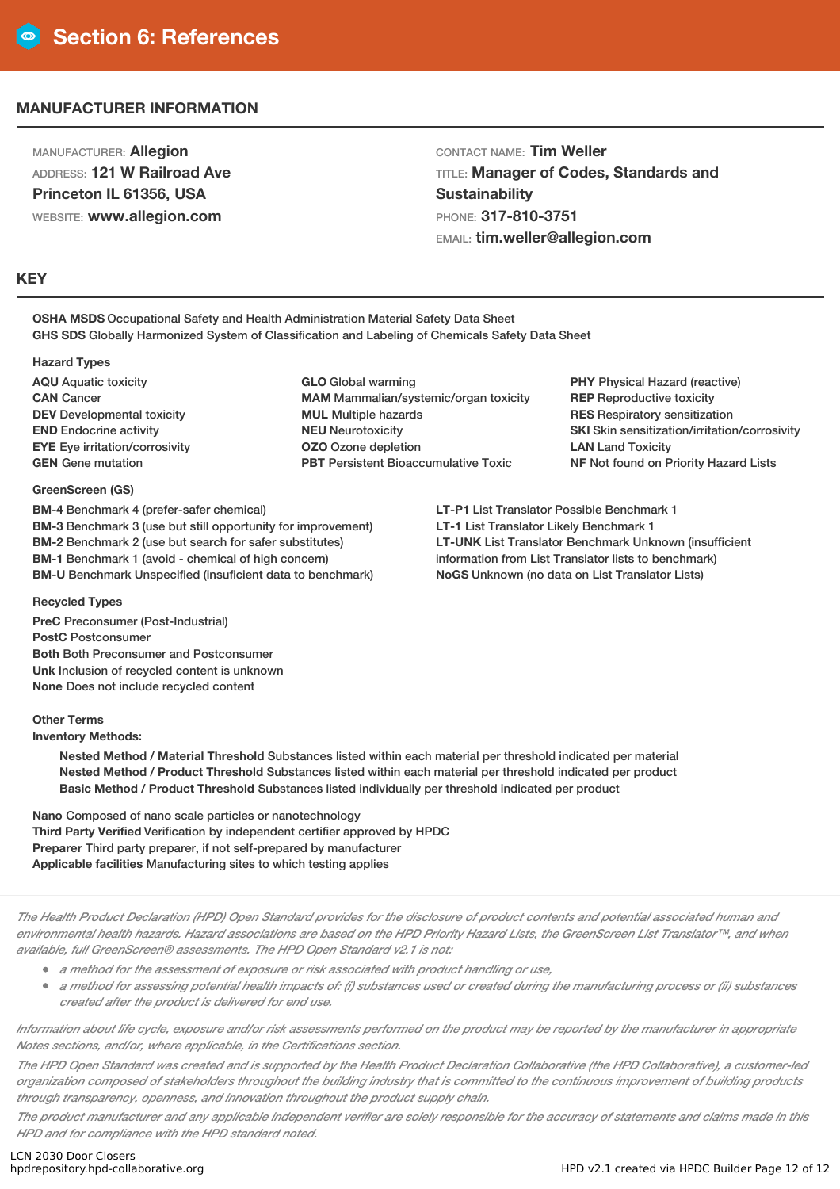# Section 6: References

## MANUFACTURER INFORMATION

MANUFACTURER: **Allegion**
ADDRESS: **121 W Railroad Ave**
**Princeton IL 61356, USA**
WEBSITE: **www.allegion.com**

CONTACT NAME: **Tim Weller**
TITLE: **Manager of Codes, Standards and Sustainability**
PHONE: **317-810-3751**
EMAIL: **tim.weller@allegion.com**

## KEY

**OSHA MSDS** Occupational Safety and Health Administration Material Safety Data Sheet
**GHS SDS** Globally Harmonized System of Classification and Labeling of Chemicals Safety Data Sheet

### Hazard Types

**AQU** Aquatic toxicity
**CAN** Cancer
**DEV** Developmental toxicity
**END** Endocrine activity
**EYE** Eye irritation/corrosivity
**GEN** Gene mutation
**GLO** Global warming
**MAM** Mammalian/systemic/organ toxicity
**MUL** Multiple hazards
**NEU** Neurotoxicity
**OZO** Ozone depletion
**PBT** Persistent Bioaccumulative Toxic
**PHY** Physical Hazard (reactive)
**REP** Reproductive toxicity
**RES** Respiratory sensitization
**SKI** Skin sensitization/irritation/corrosivity
**LAN** Land Toxicity
**NF** Not found on Priority Hazard Lists

### GreenScreen (GS)

**BM-4** Benchmark 4 (prefer-safer chemical)
**BM-3** Benchmark 3 (use but still opportunity for improvement)
**BM-2** Benchmark 2 (use but search for safer substitutes)
**BM-1** Benchmark 1 (avoid - chemical of high concern)
**BM-U** Benchmark Unspecified (insuficient data to benchmark)
**LT-P1** List Translator Possible Benchmark 1
**LT-1** List Translator Likely Benchmark 1
**LT-UNK** List Translator Benchmark Unknown (insufficient information from List Translator lists to benchmark)
**NoGS** Unknown (no data on List Translator Lists)

### Recycled Types

**PreC** Preconsumer (Post-Industrial)
**PostC** Postconsumer
**Both** Both Preconsumer and Postconsumer
**Unk** Inclusion of recycled content is unknown
**None** Does not include recycled content

### Other Terms

**Inventory Methods:**

- **Nested Method / Material Threshold** Substances listed within each material per threshold indicated per material
- **Nested Method / Product Threshold** Substances listed within each material per threshold indicated per product
- **Basic Method / Product Threshold** Substances listed individually per threshold indicated per product

**Nano** Composed of nano scale particles or nanotechnology
**Third Party Verified** Verification by independent certifier approved by HPDC
**Preparer** Third party preparer, if not self-prepared by manufacturer
**Applicable facilities** Manufacturing sites to which testing applies

*The Health Product Declaration (HPD) Open Standard provides for the disclosure of product contents and potential associated human and environmental health hazards. Hazard associations are based on the HPD Priority Hazard Lists, the GreenScreen List Translator™, and when available, full GreenScreen® assessments. The HPD Open Standard v2.1 is not:*

- *a method for the assessment of exposure or risk associated with product handling or use,*
- *a method for assessing potential health impacts of: (i) substances used or created during the manufacturing process or (ii) substances created after the product is delivered for end use.*

*Information about life cycle, exposure and/or risk assessments performed on the product may be reported by the manufacturer in appropriate Notes sections, and/or, where applicable, in the Certifications section.*

*The HPD Open Standard was created and is supported by the Health Product Declaration Collaborative (the HPD Collaborative), a customer-led organization composed of stakeholders throughout the building industry that is committed to the continuous improvement of building products through transparency, openness, and innovation throughout the product supply chain.*

*The product manufacturer and any applicable independent verifier are solely responsible for the accuracy of statements and claims made in this HPD and for compliance with the HPD standard noted.*